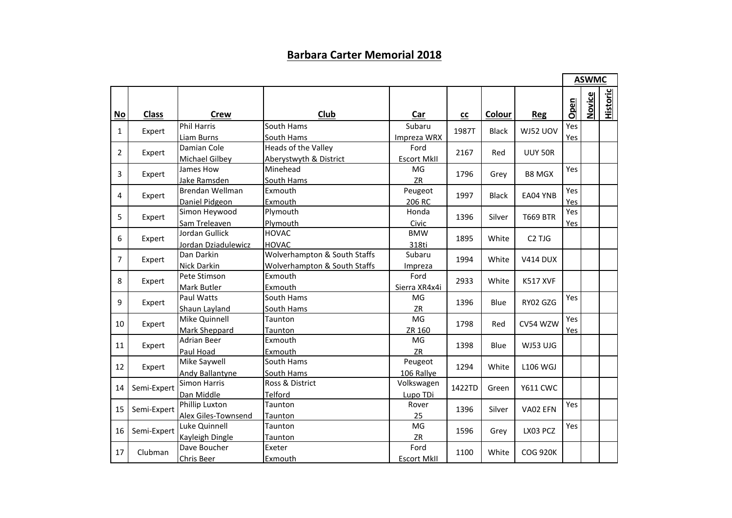# Barbara Carter Memorial 2018

| No | Class | Crew | Club | Car | cc | Colour | Reg | ASWMC Open | ASWMC Novice | ASWMC Historic |
|---|---|---|---|---|---|---|---|---|---|---|
| 1 | Expert | Phil Harris<br>Liam Burns | South Hams<br>South Hams | Subaru<br>Impreza WRX | 1987T | Black | WJ52 UOV | Yes<br>Yes | | |
| 2 | Expert | Damian Cole<br>Michael Gilbey | Heads of the Valley<br>Aberystwyth & District | Ford<br>Escort MkII | 2167 | Red | UUY 50R | | | |
| 3 | Expert | James How<br>Jake Ramsden | Minehead<br>South Hams | MG<br>ZR | 1796 | Grey | B8 MGX | Yes | | |
| 4 | Expert | Brendan Wellman<br>Daniel Pidgeon | Exmouth<br>Exmouth | Peugeot<br>206 RC | 1997 | Black | EA04 YNB | Yes<br>Yes | | |
| 5 | Expert | Simon Heywood<br>Sam Treleaven | Plymouth<br>Plymouth | Honda<br>Civic | 1396 | Silver | T669 BTR | Yes<br>Yes | | |
| 6 | Expert | Jordan Gullick<br>Jordan Dziadulewicz | HOVAC<br>HOVAC | BMW<br>318ti | 1895 | White | C2 TJG | | | |
| 7 | Expert | Dan Darkin<br>Nick Darkin | Wolverhampton & South Staffs<br>Wolverhampton & South Staffs | Subaru<br>Impreza | 1994 | White | V414 DUX | | | |
| 8 | Expert | Pete Stimson<br>Mark Butler | Exmouth<br>Exmouth | Ford<br>Sierra XR4x4i | 2933 | White | K517 XVF | | | |
| 9 | Expert | Paul Watts<br>Shaun Layland | South Hams<br>South Hams | MG<br>ZR | 1396 | Blue | RY02 GZG | Yes | | |
| 10 | Expert | Mike Quinnell<br>Mark Sheppard | Taunton<br>Taunton | MG<br>ZR 160 | 1798 | Red | CV54 WZW | Yes<br>Yes | | |
| 11 | Expert | Adrian Beer<br>Paul Hoad | Exmouth<br>Exmouth | MG<br>ZR | 1398 | Blue | WJ53 UJG | | | |
| 12 | Expert | Mike Saywell<br>Andy Ballantyne | South Hams<br>South Hams | Peugeot<br>106 Rallye | 1294 | White | L106 WGJ | | | |
| 14 | Semi-Expert | Simon Harris<br>Dan Middle | Ross & District<br>Telford | Volkswagen<br>Lupo TDi | 1422TD | Green | Y611 CWC | | | |
| 15 | Semi-Expert | Phillip Luxton<br>Alex Giles-Townsend | Taunton<br>Taunton | Rover<br>25 | 1396 | Silver | VA02 EFN | Yes | | |
| 16 | Semi-Expert | Luke Quinnell<br>Kayleigh Dingle | Taunton<br>Taunton | MG<br>ZR | 1596 | Grey | LX03 PCZ | Yes | | |
| 17 | Clubman | Dave Boucher<br>Chris Beer | Exeter<br>Exmouth | Ford<br>Escort MkII | 1100 | White | COG 920K | | | |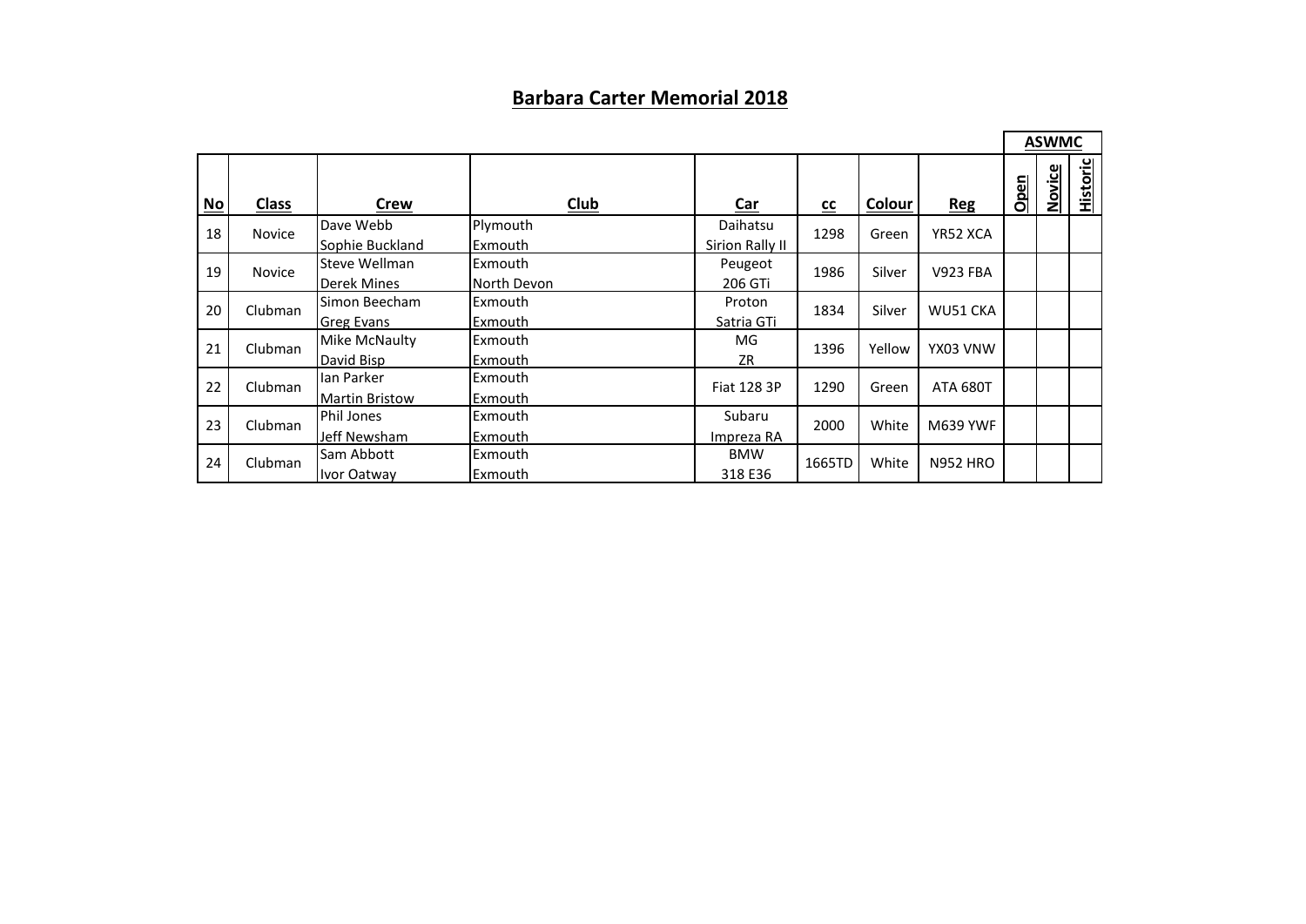# Barbara Carter Memorial 2018

| No | Class | Crew | Club | Car | cc | Colour | Reg | ASWMC Open | ASWMC Novice | ASWMC Historic |
|---|---|---|---|---|---|---|---|---|---|---|
| 18 | Novice | Dave Webb<br>Sophie Buckland | Plymouth<br>Exmouth | Daihatsu<br>Sirion Rally II | 1298 | Green | YR52 XCA | | | |
| 19 | Novice | Steve Wellman<br>Derek Mines | Exmouth<br>North Devon | Peugeot<br>206 GTi | 1986 | Silver | V923 FBA | | | |
| 20 | Clubman | Simon Beecham<br>Greg Evans | Exmouth<br>Exmouth | Proton<br>Satria GTi | 1834 | Silver | WU51 CKA | | | |
| 21 | Clubman | Mike McNaulty<br>David Bisp | Exmouth<br>Exmouth | MG<br>ZR | 1396 | Yellow | YX03 VNW | | | |
| 22 | Clubman | Ian Parker<br>Martin Bristow | Exmouth<br>Exmouth | Fiat 128 3P | 1290 | Green | ATA 680T | | | |
| 23 | Clubman | Phil Jones<br>Jeff Newsham | Exmouth<br>Exmouth | Subaru<br>Impreza RA | 2000 | White | M639 YWF | | | |
| 24 | Clubman | Sam Abbott<br>Ivor Oatway | Exmouth<br>Exmouth | BMW<br>318 E36 | 1665TD | White | N952 HRO | | | |